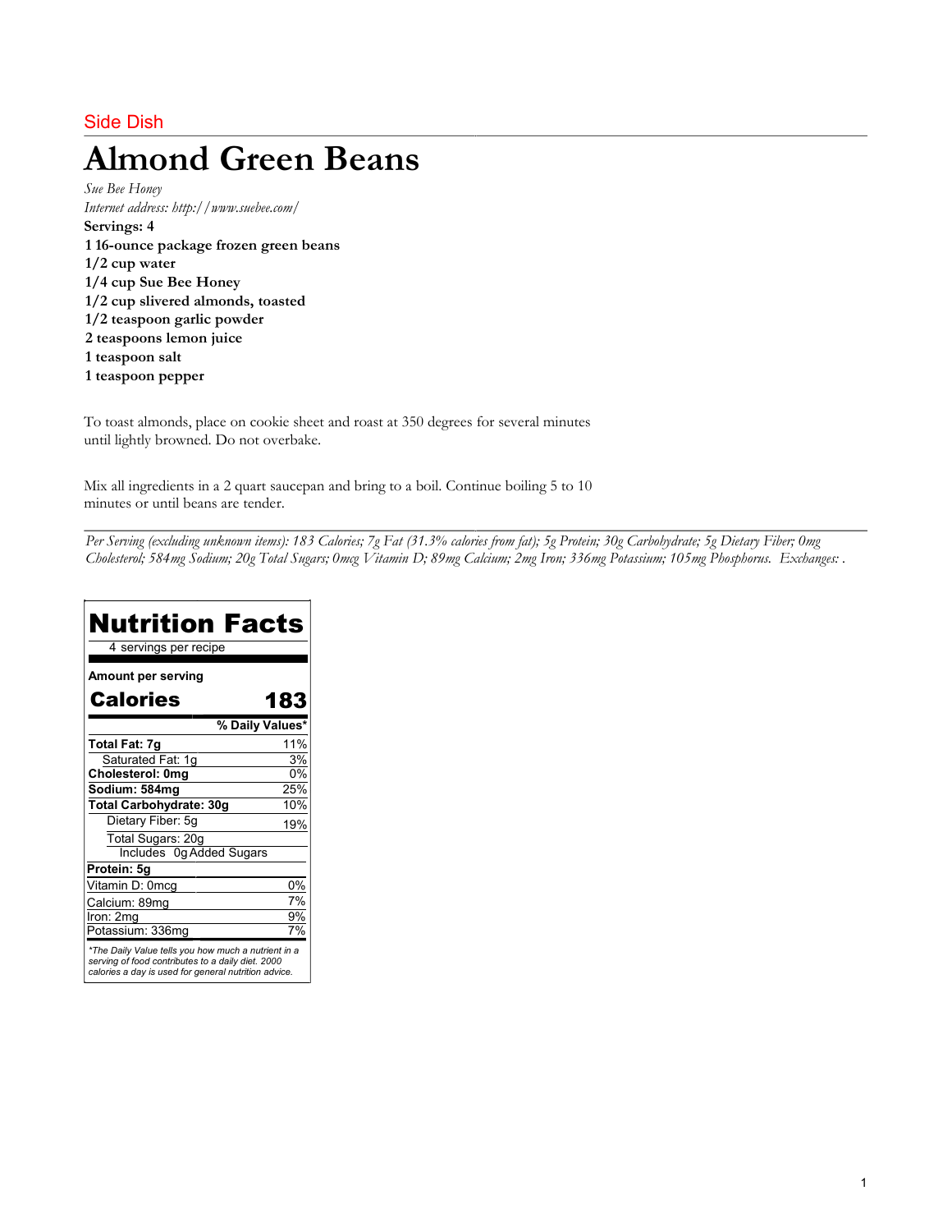Side Dish

# Almond Green Beans

*Sue Bee Honey*
*Internet address: http://www.suebee.com/*

**Servings: 4**

**1 16-ounce package frozen green beans**
**1/2 cup water**
**1/4 cup Sue Bee Honey**
**1/2 cup slivered almonds, toasted**
**1/2 teaspoon garlic powder**
**2 teaspoons lemon juice**
**1 teaspoon salt**
**1 teaspoon pepper**

To toast almonds, place on cookie sheet and roast at 350 degrees for several minutes until lightly browned. Do not overbake.

Mix all ingredients in a 2 quart saucepan and bring to a boil. Continue boiling 5 to 10 minutes or until beans are tender.

---

*Per Serving (excluding unknown items): 183 Calories; 7g Fat (31.3% calories from fat); 5g Protein; 30g Carbohydrate; 5g Dietary Fiber; 0mg Cholesterol; 584mg Sodium; 20g Total Sugars; 0mcg Vitamin D; 89mg Calcium; 2mg Iron; 336mg Potassium; 105mg Phosphorus. Exchanges: .*

## Nutrition Facts

4 servings per recipe

**Amount per serving**

| **Calories** | **183** |
|---|---|
| | **% Daily Values*** |
| **Total Fat: 7g** | 11% |
| Saturated Fat: 1g | 3% |
| **Cholesterol: 0mg** | 0% |
| **Sodium: 584mg** | 25% |
| **Total Carbohydrate: 30g** | 10% |
| Dietary Fiber: 5g | 19% |
| Total Sugars: 20g | |
| Includes 0g Added Sugars | |
| **Protein: 5g** | |
| Vitamin D: 0mcg | 0% |
| Calcium: 89mg | 7% |
| Iron: 2mg | 9% |
| Potassium: 336mg | 7% |

*\*The Daily Value tells you how much a nutrient in a serving of food contributes to a daily diet. 2000 calories a day is used for general nutrition advice.*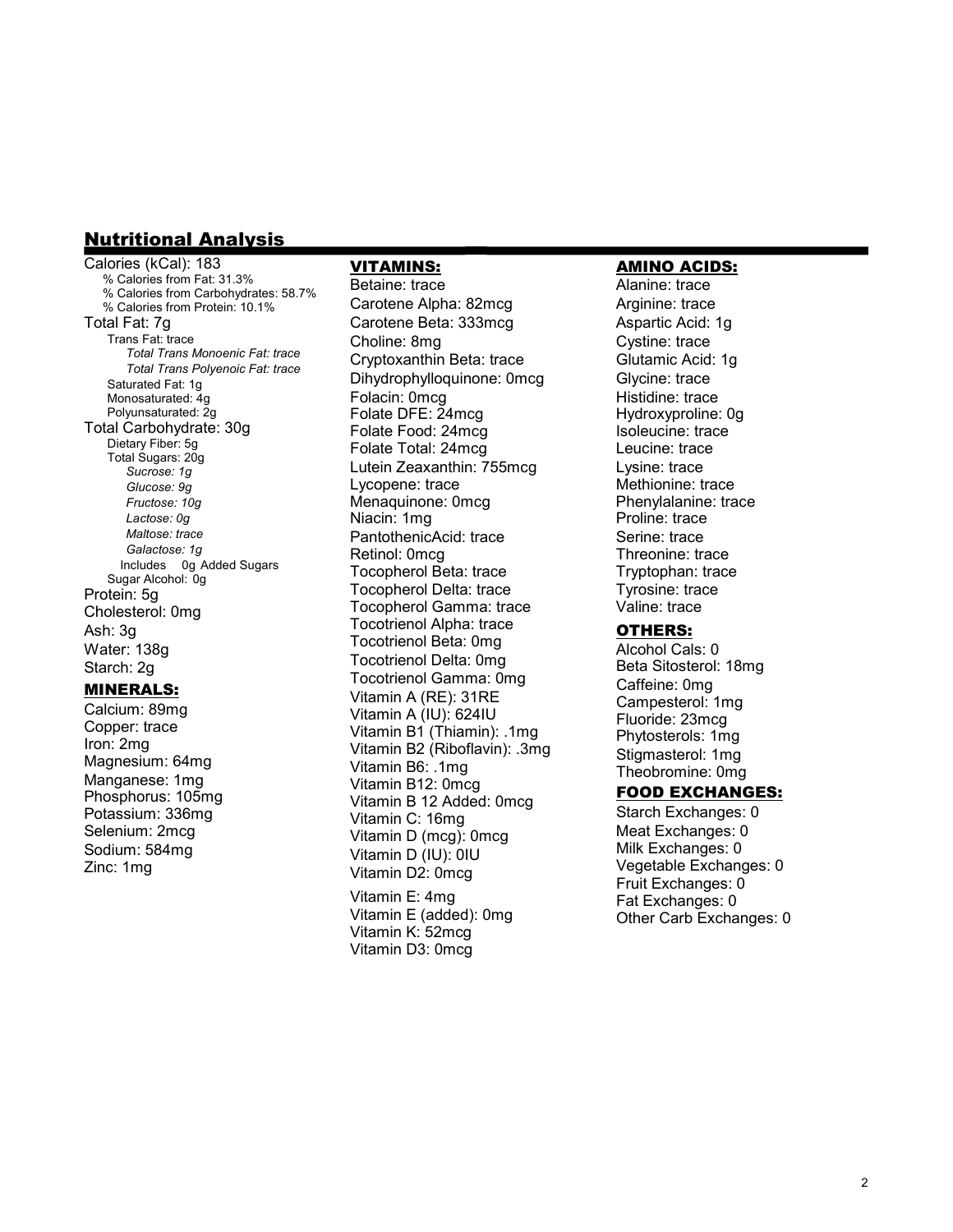## Nutritional Analysis

Calories (kCal): 183
- % Calories from Fat: 31.3%
- % Calories from Carbohydrates: 58.7%
- % Calories from Protein: 10.1%

Total Fat: 7g
- Trans Fat: trace
  - *Total Trans Monoenic Fat: trace*
  - *Total Trans Polyenoic Fat: trace*
- Saturated Fat: 1g
- Monosaturated: 4g
- Polyunsaturated: 2g

Total Carbohydrate: 30g
- Dietary Fiber: 5g
- Total Sugars: 20g
  - *Sucrose: 1g*
  - *Glucose: 9g*
  - *Fructose: 10g*
  - *Lactose: 0g*
  - *Maltose: trace*
  - *Galactose: 1g*
  - Includes 0g Added Sugars
- Sugar Alcohol: 0g

Protein: 5g
Cholesterol: 0mg
Ash: 3g
Water: 138g
Starch: 2g

### MINERALS:

Calcium: 89mg
Copper: trace
Iron: 2mg
Magnesium: 64mg
Manganese: 1mg
Phosphorus: 105mg
Potassium: 336mg
Selenium: 2mcg
Sodium: 584mg
Zinc: 1mg

### VITAMINS:

Betaine: trace
Carotene Alpha: 82mcg
Carotene Beta: 333mcg
Choline: 8mg
Cryptoxanthin Beta: trace
Dihydrophylloquinone: 0mcg
Folacin: 0mcg
Folate DFE: 24mcg
Folate Food: 24mcg
Folate Total: 24mcg
Lutein Zeaxanthin: 755mcg
Lycopene: trace
Menaquinone: 0mcg
Niacin: 1mg
PantothenicAcid: trace
Retinol: 0mcg
Tocopherol Beta: trace
Tocopherol Delta: trace
Tocopherol Gamma: trace
Tocotrienol Alpha: trace
Tocotrienol Beta: 0mg
Tocotrienol Delta: 0mg
Tocotrienol Gamma: 0mg
Vitamin A (RE): 31RE
Vitamin A (IU): 624IU
Vitamin B1 (Thiamin): .1mg
Vitamin B2 (Riboflavin): .3mg
Vitamin B6: .1mg
Vitamin B12: 0mcg
Vitamin B 12 Added: 0mcg
Vitamin C: 16mg
Vitamin D (mcg): 0mcg
Vitamin D (IU): 0IU
Vitamin D2: 0mcg
Vitamin E: 4mg
Vitamin E (added): 0mg
Vitamin K: 52mcg
Vitamin D3: 0mcg

### AMINO ACIDS:

Alanine: trace
Arginine: trace
Aspartic Acid: 1g
Cystine: trace
Glutamic Acid: 1g
Glycine: trace
Histidine: trace
Hydroxyproline: 0g
Isoleucine: trace
Leucine: trace
Lysine: trace
Methionine: trace
Phenylalanine: trace
Proline: trace
Serine: trace
Threonine: trace
Tryptophan: trace
Tyrosine: trace
Valine: trace

### OTHERS:

Alcohol Cals: 0
Beta Sitosterol: 18mg
Caffeine: 0mg
Campesterol: 1mg
Fluoride: 23mcg
Phytosterols: 1mg
Stigmasterol: 1mg
Theobromine: 0mg

### FOOD EXCHANGES:

Starch Exchanges: 0
Meat Exchanges: 0
Milk Exchanges: 0
Vegetable Exchanges: 0
Fruit Exchanges: 0
Fat Exchanges: 0
Other Carb Exchanges: 0